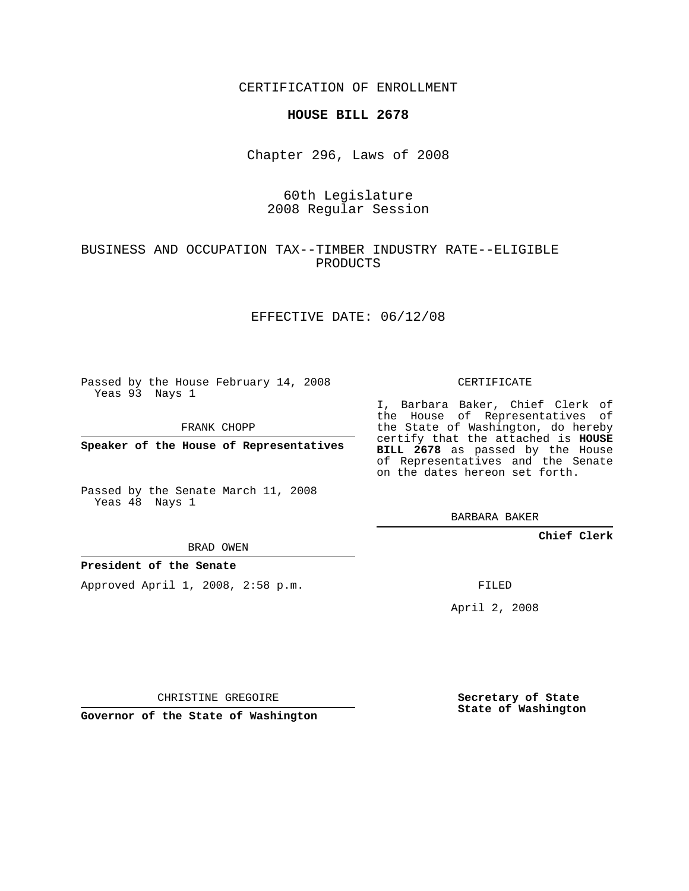CERTIFICATION OF ENROLLMENT

**HOUSE BILL 2678**

Chapter 296, Laws of 2008

60th Legislature
2008 Regular Session

BUSINESS AND OCCUPATION TAX--TIMBER INDUSTRY RATE--ELIGIBLE PRODUCTS

EFFECTIVE DATE: 06/12/08

Passed by the House February 14, 2008
Yeas 93 Nays 1

FRANK CHOPP

**Speaker of the House of Representatives**

Passed by the Senate March 11, 2008
Yeas 48 Nays 1

BRAD OWEN

**President of the Senate**

Approved April 1, 2008, 2:58 p.m.

CHRISTINE GREGOIRE

**Governor of the State of Washington**

CERTIFICATE

I, Barbara Baker, Chief Clerk of the House of Representatives of the State of Washington, do hereby certify that the attached is **HOUSE BILL 2678** as passed by the House of Representatives and the Senate on the dates hereon set forth.

BARBARA BAKER

**Chief Clerk**

FILED

April 2, 2008

**Secretary of State**
**State of Washington**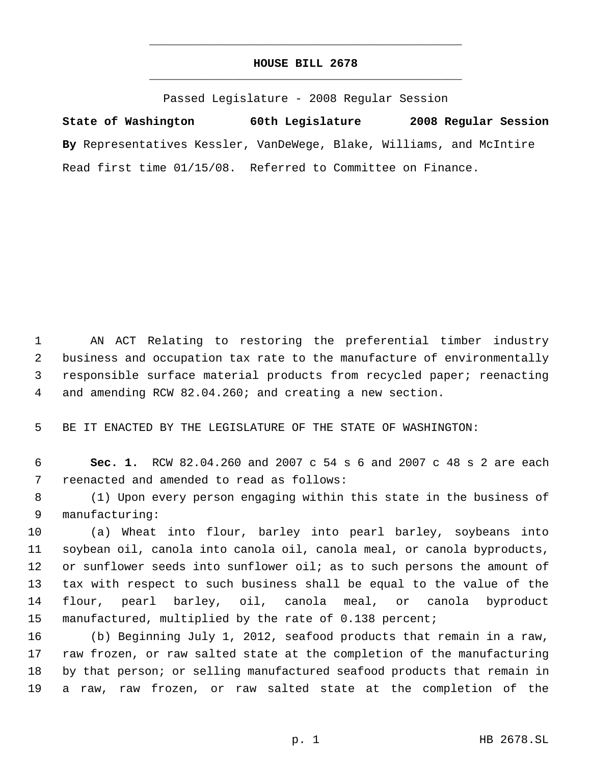# HOUSE BILL 2678

Passed Legislature - 2008 Regular Session

**State of Washington 60th Legislature 2008 Regular Session**

**By** Representatives Kessler, VanDeWege, Blake, Williams, and McIntire

Read first time 01/15/08. Referred to Committee on Finance.

AN ACT Relating to restoring the preferential timber industry business and occupation tax rate to the manufacture of environmentally responsible surface material products from recycled paper; reenacting and amending RCW 82.04.260; and creating a new section.

BE IT ENACTED BY THE LEGISLATURE OF THE STATE OF WASHINGTON:

**Sec. 1.** RCW 82.04.260 and 2007 c 54 s 6 and 2007 c 48 s 2 are each reenacted and amended to read as follows:

(1) Upon every person engaging within this state in the business of manufacturing:

(a) Wheat into flour, barley into pearl barley, soybeans into soybean oil, canola into canola oil, canola meal, or canola byproducts, or sunflower seeds into sunflower oil; as to such persons the amount of tax with respect to such business shall be equal to the value of the flour, pearl barley, oil, canola meal, or canola byproduct manufactured, multiplied by the rate of 0.138 percent;

(b) Beginning July 1, 2012, seafood products that remain in a raw, raw frozen, or raw salted state at the completion of the manufacturing by that person; or selling manufactured seafood products that remain in a raw, raw frozen, or raw salted state at the completion of the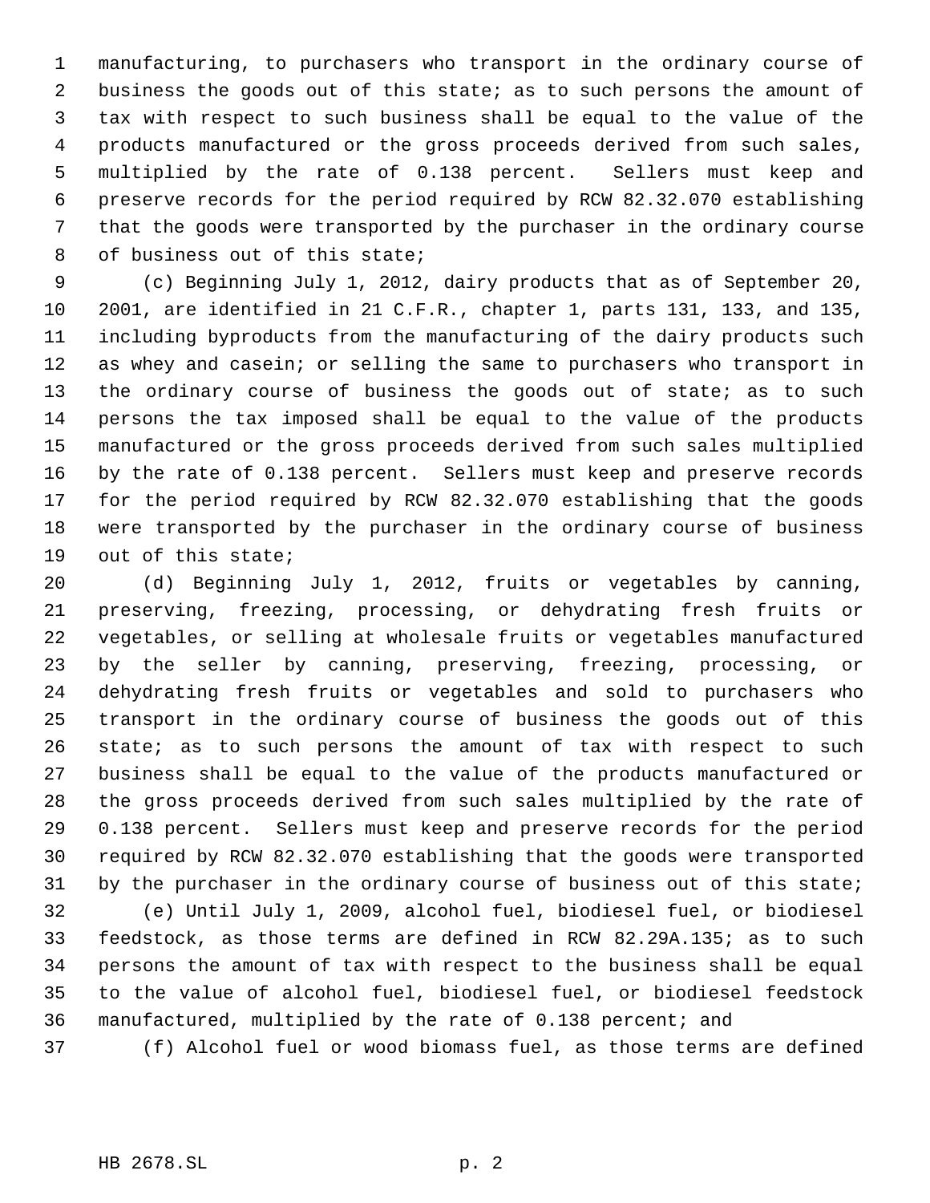manufacturing, to purchasers who transport in the ordinary course of business the goods out of this state; as to such persons the amount of tax with respect to such business shall be equal to the value of the products manufactured or the gross proceeds derived from such sales, multiplied by the rate of 0.138 percent. Sellers must keep and preserve records for the period required by RCW 82.32.070 establishing that the goods were transported by the purchaser in the ordinary course of business out of this state;

(c) Beginning July 1, 2012, dairy products that as of September 20, 2001, are identified in 21 C.F.R., chapter 1, parts 131, 133, and 135, including byproducts from the manufacturing of the dairy products such as whey and casein; or selling the same to purchasers who transport in the ordinary course of business the goods out of state; as to such persons the tax imposed shall be equal to the value of the products manufactured or the gross proceeds derived from such sales multiplied by the rate of 0.138 percent. Sellers must keep and preserve records for the period required by RCW 82.32.070 establishing that the goods were transported by the purchaser in the ordinary course of business out of this state;

(d) Beginning July 1, 2012, fruits or vegetables by canning, preserving, freezing, processing, or dehydrating fresh fruits or vegetables, or selling at wholesale fruits or vegetables manufactured by the seller by canning, preserving, freezing, processing, or dehydrating fresh fruits or vegetables and sold to purchasers who transport in the ordinary course of business the goods out of this state; as to such persons the amount of tax with respect to such business shall be equal to the value of the products manufactured or the gross proceeds derived from such sales multiplied by the rate of 0.138 percent. Sellers must keep and preserve records for the period required by RCW 82.32.070 establishing that the goods were transported by the purchaser in the ordinary course of business out of this state;

(e) Until July 1, 2009, alcohol fuel, biodiesel fuel, or biodiesel feedstock, as those terms are defined in RCW 82.29A.135; as to such persons the amount of tax with respect to the business shall be equal to the value of alcohol fuel, biodiesel fuel, or biodiesel feedstock manufactured, multiplied by the rate of 0.138 percent; and

(f) Alcohol fuel or wood biomass fuel, as those terms are defined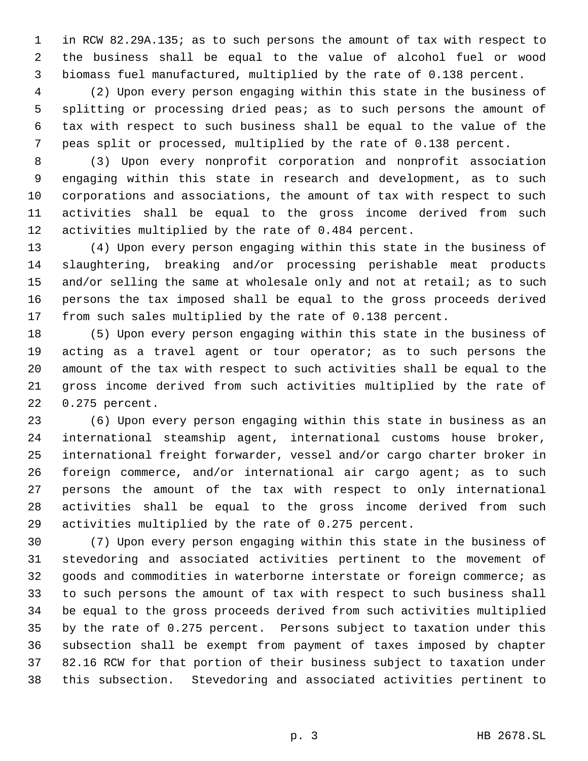in RCW 82.29A.135; as to such persons the amount of tax with respect to the business shall be equal to the value of alcohol fuel or wood biomass fuel manufactured, multiplied by the rate of 0.138 percent.

(2) Upon every person engaging within this state in the business of splitting or processing dried peas; as to such persons the amount of tax with respect to such business shall be equal to the value of the peas split or processed, multiplied by the rate of 0.138 percent.

(3) Upon every nonprofit corporation and nonprofit association engaging within this state in research and development, as to such corporations and associations, the amount of tax with respect to such activities shall be equal to the gross income derived from such activities multiplied by the rate of 0.484 percent.

(4) Upon every person engaging within this state in the business of slaughtering, breaking and/or processing perishable meat products and/or selling the same at wholesale only and not at retail; as to such persons the tax imposed shall be equal to the gross proceeds derived from such sales multiplied by the rate of 0.138 percent.

(5) Upon every person engaging within this state in the business of acting as a travel agent or tour operator; as to such persons the amount of the tax with respect to such activities shall be equal to the gross income derived from such activities multiplied by the rate of 0.275 percent.

(6) Upon every person engaging within this state in business as an international steamship agent, international customs house broker, international freight forwarder, vessel and/or cargo charter broker in foreign commerce, and/or international air cargo agent; as to such persons the amount of the tax with respect to only international activities shall be equal to the gross income derived from such activities multiplied by the rate of 0.275 percent.

(7) Upon every person engaging within this state in the business of stevedoring and associated activities pertinent to the movement of goods and commodities in waterborne interstate or foreign commerce; as to such persons the amount of tax with respect to such business shall be equal to the gross proceeds derived from such activities multiplied by the rate of 0.275 percent. Persons subject to taxation under this subsection shall be exempt from payment of taxes imposed by chapter 82.16 RCW for that portion of their business subject to taxation under this subsection. Stevedoring and associated activities pertinent to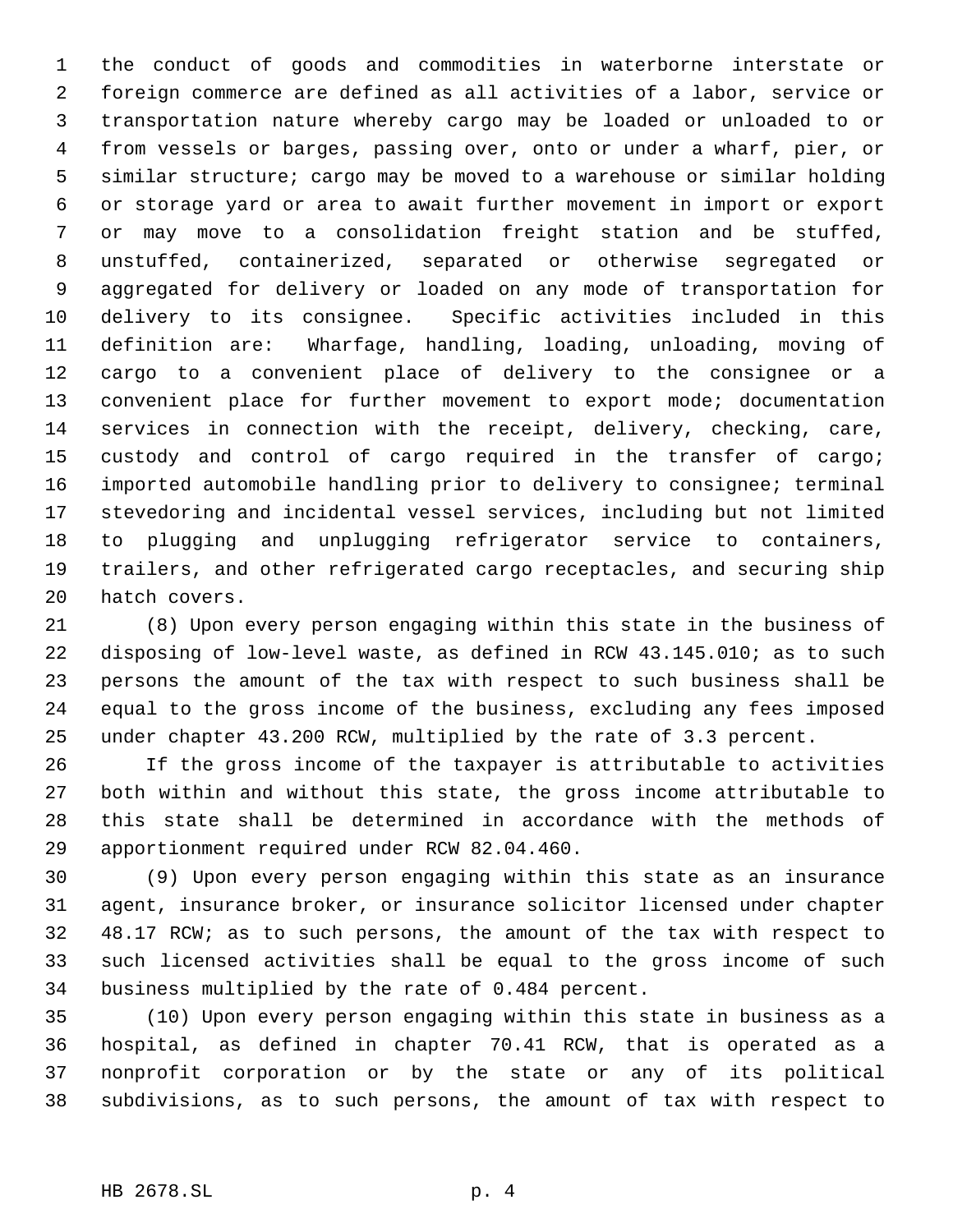the conduct of goods and commodities in waterborne interstate or foreign commerce are defined as all activities of a labor, service or transportation nature whereby cargo may be loaded or unloaded to or from vessels or barges, passing over, onto or under a wharf, pier, or similar structure; cargo may be moved to a warehouse or similar holding or storage yard or area to await further movement in import or export or may move to a consolidation freight station and be stuffed, unstuffed, containerized, separated or otherwise segregated or aggregated for delivery or loaded on any mode of transportation for delivery to its consignee. Specific activities included in this definition are: Wharfage, handling, loading, unloading, moving of cargo to a convenient place of delivery to the consignee or a convenient place for further movement to export mode; documentation services in connection with the receipt, delivery, checking, care, custody and control of cargo required in the transfer of cargo; imported automobile handling prior to delivery to consignee; terminal stevedoring and incidental vessel services, including but not limited to plugging and unplugging refrigerator service to containers, trailers, and other refrigerated cargo receptacles, and securing ship hatch covers.

(8) Upon every person engaging within this state in the business of disposing of low-level waste, as defined in RCW 43.145.010; as to such persons the amount of the tax with respect to such business shall be equal to the gross income of the business, excluding any fees imposed under chapter 43.200 RCW, multiplied by the rate of 3.3 percent.

If the gross income of the taxpayer is attributable to activities both within and without this state, the gross income attributable to this state shall be determined in accordance with the methods of apportionment required under RCW 82.04.460.

(9) Upon every person engaging within this state as an insurance agent, insurance broker, or insurance solicitor licensed under chapter 48.17 RCW; as to such persons, the amount of the tax with respect to such licensed activities shall be equal to the gross income of such business multiplied by the rate of 0.484 percent.

(10) Upon every person engaging within this state in business as a hospital, as defined in chapter 70.41 RCW, that is operated as a nonprofit corporation or by the state or any of its political subdivisions, as to such persons, the amount of tax with respect to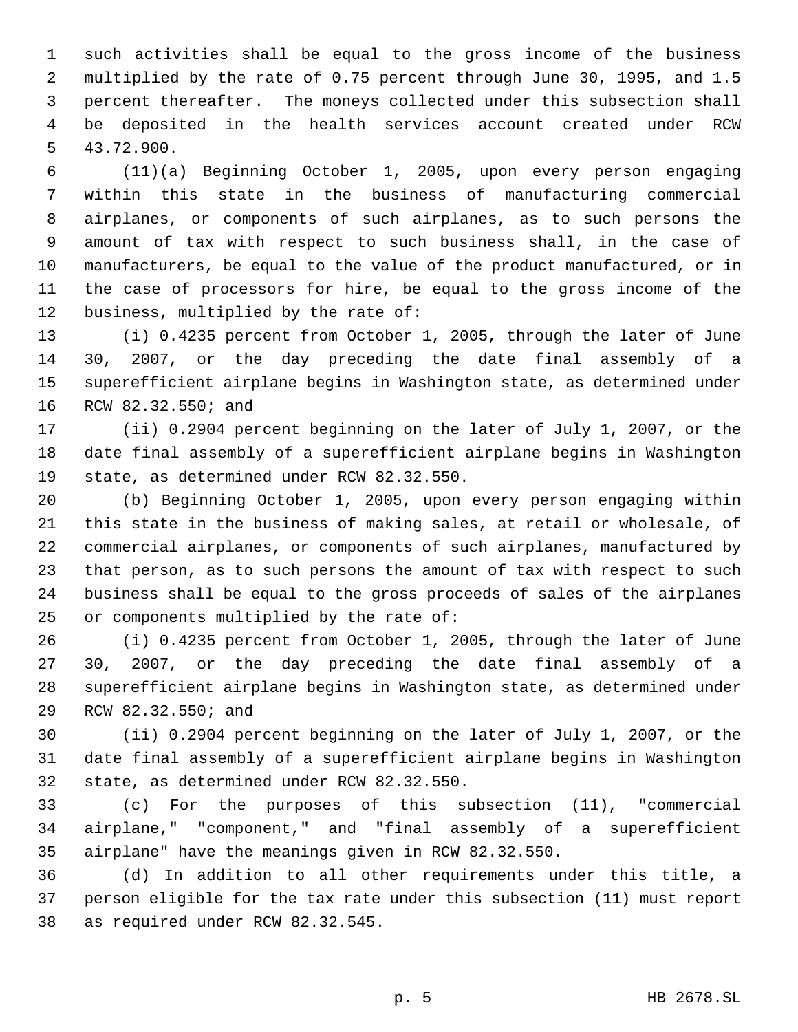such activities shall be equal to the gross income of the business multiplied by the rate of 0.75 percent through June 30, 1995, and 1.5 percent thereafter. The moneys collected under this subsection shall be deposited in the health services account created under RCW 43.72.900.

(11)(a) Beginning October 1, 2005, upon every person engaging within this state in the business of manufacturing commercial airplanes, or components of such airplanes, as to such persons the amount of tax with respect to such business shall, in the case of manufacturers, be equal to the value of the product manufactured, or in the case of processors for hire, be equal to the gross income of the business, multiplied by the rate of:

(i) 0.4235 percent from October 1, 2005, through the later of June 30, 2007, or the day preceding the date final assembly of a superefficient airplane begins in Washington state, as determined under RCW 82.32.550; and

(ii) 0.2904 percent beginning on the later of July 1, 2007, or the date final assembly of a superefficient airplane begins in Washington state, as determined under RCW 82.32.550.

(b) Beginning October 1, 2005, upon every person engaging within this state in the business of making sales, at retail or wholesale, of commercial airplanes, or components of such airplanes, manufactured by that person, as to such persons the amount of tax with respect to such business shall be equal to the gross proceeds of sales of the airplanes or components multiplied by the rate of:

(i) 0.4235 percent from October 1, 2005, through the later of June 30, 2007, or the day preceding the date final assembly of a superefficient airplane begins in Washington state, as determined under RCW 82.32.550; and

(ii) 0.2904 percent beginning on the later of July 1, 2007, or the date final assembly of a superefficient airplane begins in Washington state, as determined under RCW 82.32.550.

(c) For the purposes of this subsection (11), "commercial airplane," "component," and "final assembly of a superefficient airplane" have the meanings given in RCW 82.32.550.

(d) In addition to all other requirements under this title, a person eligible for the tax rate under this subsection (11) must report as required under RCW 82.32.545.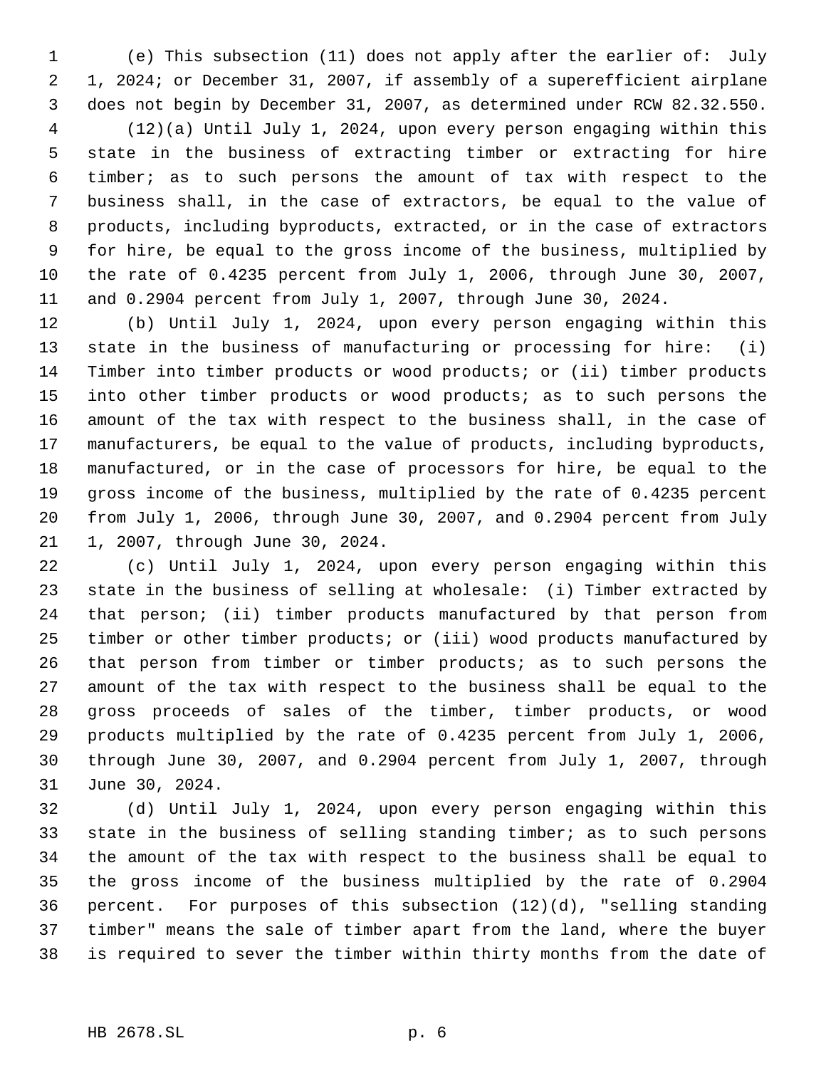(e) This subsection (11) does not apply after the earlier of: July 1, 2024; or December 31, 2007, if assembly of a superefficient airplane does not begin by December 31, 2007, as determined under RCW 82.32.550.

(12)(a) Until July 1, 2024, upon every person engaging within this state in the business of extracting timber or extracting for hire timber; as to such persons the amount of tax with respect to the business shall, in the case of extractors, be equal to the value of products, including byproducts, extracted, or in the case of extractors for hire, be equal to the gross income of the business, multiplied by the rate of 0.4235 percent from July 1, 2006, through June 30, 2007, and 0.2904 percent from July 1, 2007, through June 30, 2024.

(b) Until July 1, 2024, upon every person engaging within this state in the business of manufacturing or processing for hire: (i) Timber into timber products or wood products; or (ii) timber products into other timber products or wood products; as to such persons the amount of the tax with respect to the business shall, in the case of manufacturers, be equal to the value of products, including byproducts, manufactured, or in the case of processors for hire, be equal to the gross income of the business, multiplied by the rate of 0.4235 percent from July 1, 2006, through June 30, 2007, and 0.2904 percent from July 1, 2007, through June 30, 2024.

(c) Until July 1, 2024, upon every person engaging within this state in the business of selling at wholesale: (i) Timber extracted by that person; (ii) timber products manufactured by that person from timber or other timber products; or (iii) wood products manufactured by that person from timber or timber products; as to such persons the amount of the tax with respect to the business shall be equal to the gross proceeds of sales of the timber, timber products, or wood products multiplied by the rate of 0.4235 percent from July 1, 2006, through June 30, 2007, and 0.2904 percent from July 1, 2007, through June 30, 2024.

(d) Until July 1, 2024, upon every person engaging within this state in the business of selling standing timber; as to such persons the amount of the tax with respect to the business shall be equal to the gross income of the business multiplied by the rate of 0.2904 percent. For purposes of this subsection (12)(d), "selling standing timber" means the sale of timber apart from the land, where the buyer is required to sever the timber within thirty months from the date of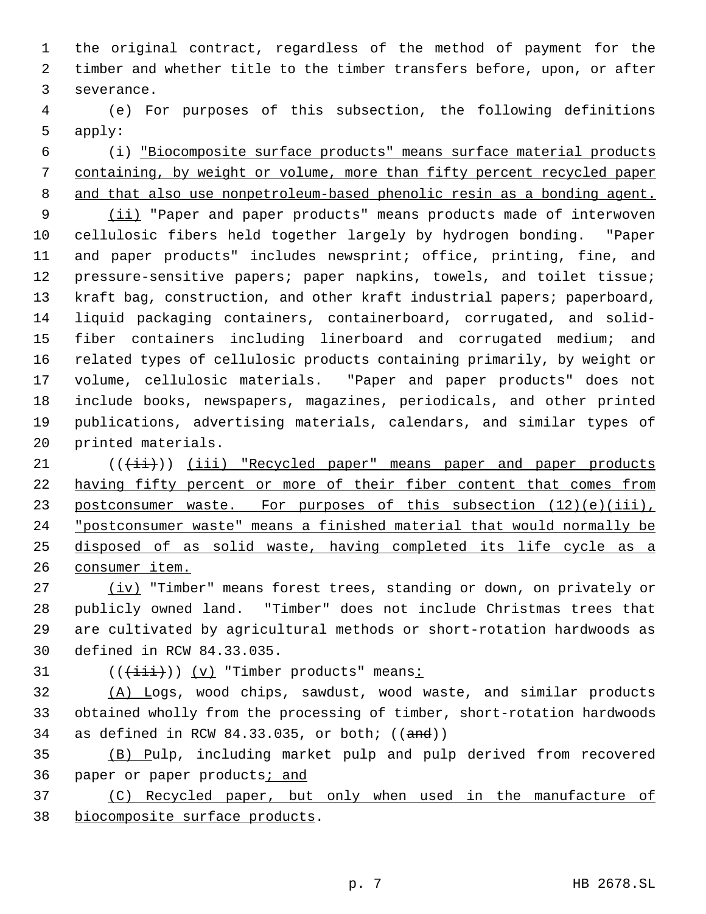the original contract, regardless of the method of payment for the timber and whether title to the timber transfers before, upon, or after severance.

(e) For purposes of this subsection, the following definitions apply:

(i) "Biocomposite surface products" means surface material products containing, by weight or volume, more than fifty percent recycled paper and that also use nonpetroleum-based phenolic resin as a bonding agent.

(ii) "Paper and paper products" means products made of interwoven cellulosic fibers held together largely by hydrogen bonding. "Paper and paper products" includes newsprint; office, printing, fine, and pressure-sensitive papers; paper napkins, towels, and toilet tissue; kraft bag, construction, and other kraft industrial papers; paperboard, liquid packaging containers, containerboard, corrugated, and solid-fiber containers including linerboard and corrugated medium; and related types of cellulosic products containing primarily, by weight or volume, cellulosic materials. "Paper and paper products" does not include books, newspapers, magazines, periodicals, and other printed publications, advertising materials, calendars, and similar types of printed materials.

((~~(ii)~~)) (iii) "Recycled paper" means paper and paper products having fifty percent or more of their fiber content that comes from postconsumer waste. For purposes of this subsection (12)(e)(iii), "postconsumer waste" means a finished material that would normally be disposed of as solid waste, having completed its life cycle as a consumer item.

(iv) "Timber" means forest trees, standing or down, on privately or publicly owned land. "Timber" does not include Christmas trees that are cultivated by agricultural methods or short-rotation hardwoods as defined in RCW 84.33.035.

((~~(iii)~~)) (v) "Timber products" means:

(A) Logs, wood chips, sawdust, wood waste, and similar products obtained wholly from the processing of timber, short-rotation hardwoods as defined in RCW 84.33.035, or both; ((~~and~~))

(B) Pulp, including market pulp and pulp derived from recovered paper or paper products; and

(C) Recycled paper, but only when used in the manufacture of biocomposite surface products.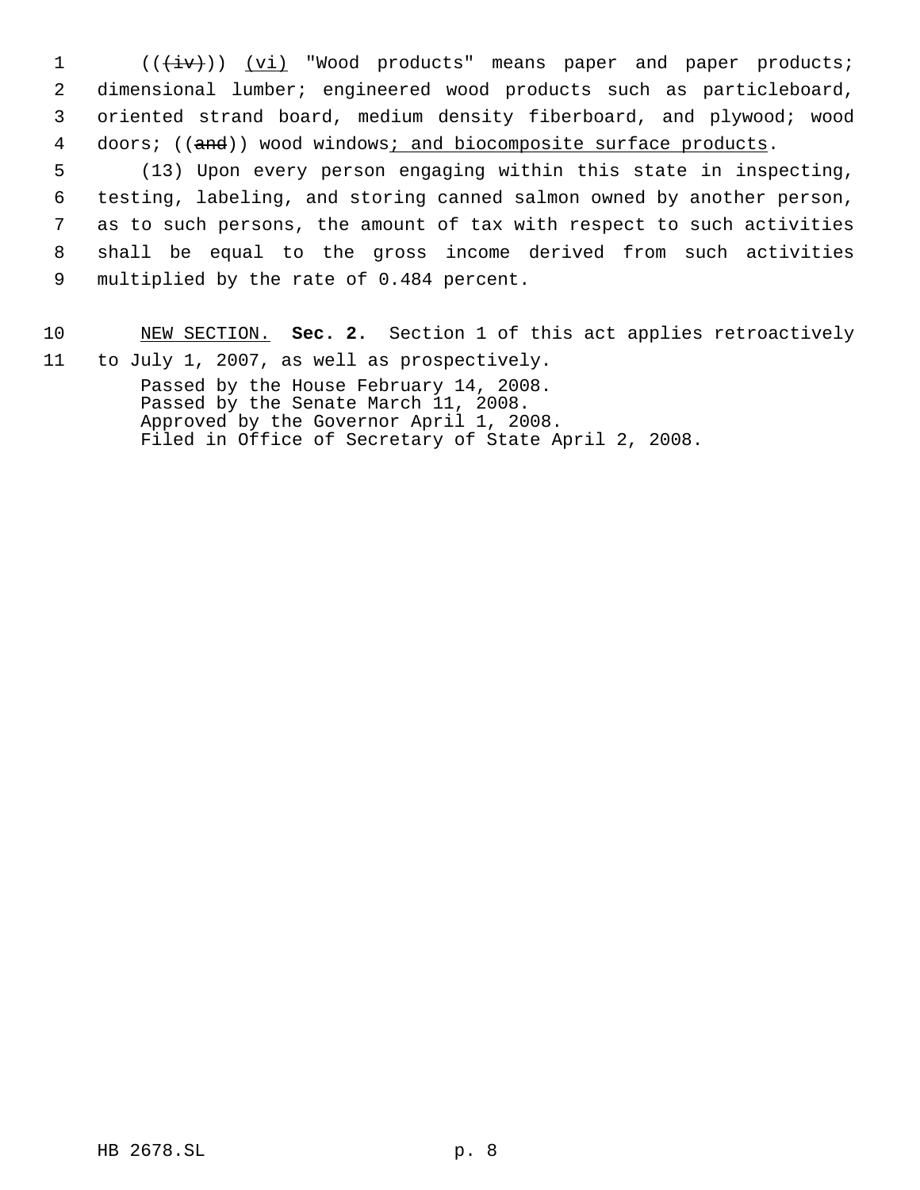(((iv))) (vi) "Wood products" means paper and paper products; dimensional lumber; engineered wood products such as particleboard, oriented strand board, medium density fiberboard, and plywood; wood doors; ((and)) wood windows; and biocomposite surface products.

(13) Upon every person engaging within this state in inspecting, testing, labeling, and storing canned salmon owned by another person, as to such persons, the amount of tax with respect to such activities shall be equal to the gross income derived from such activities multiplied by the rate of 0.484 percent.

NEW SECTION. **Sec. 2.** Section 1 of this act applies retroactively to July 1, 2007, as well as prospectively.

Passed by the House February 14, 2008.
Passed by the Senate March 11, 2008.
Approved by the Governor April 1, 2008.
Filed in Office of Secretary of State April 2, 2008.